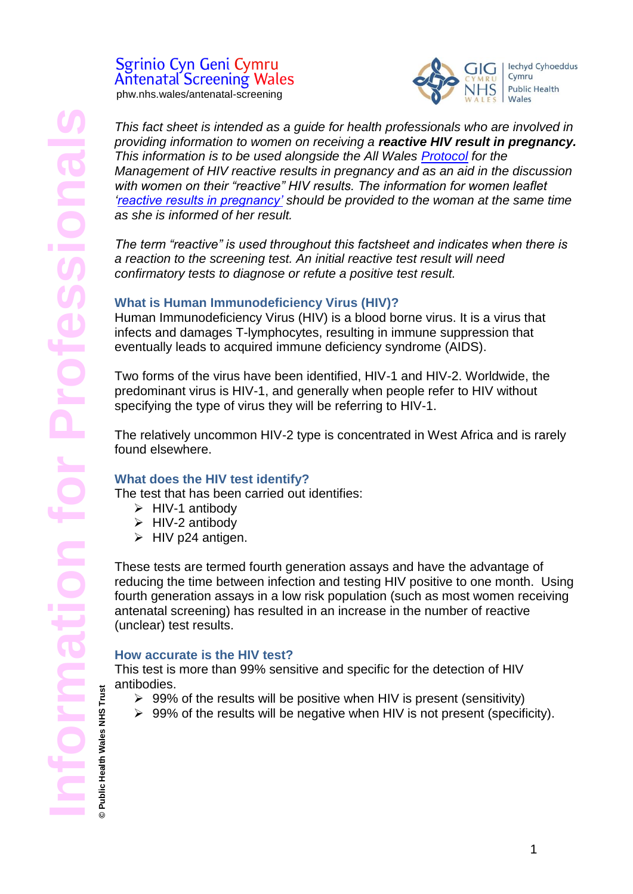Sgrinio Cyn Geni Cymru
Antenatal Screening Wales
phw.nhs.wales/antenatal-screening

*This fact sheet is intended as a guide for health professionals who are involved in providing information to women on receiving a* ***reactive HIV result in pregnancy.*** *This information is to be used alongside the All Wales* *Protocol* *for the Management of HIV reactive results in pregnancy and as an aid in the discussion with women on their "reactive" HIV results. The information for women leaflet* *'reactive results in pregnancy'* *should be provided to the woman at the same time as she is informed of her result.*

*The term "reactive" is used throughout this factsheet and indicates when there is a reaction to the screening test. An initial reactive test result will need confirmatory tests to diagnose or refute a positive test result.*

### What is Human Immunodeficiency Virus (HIV)?

Human Immunodeficiency Virus (HIV) is a blood borne virus. It is a virus that infects and damages T-lymphocytes, resulting in immune suppression that eventually leads to acquired immune deficiency syndrome (AIDS).

Two forms of the virus have been identified, HIV-1 and HIV-2. Worldwide, the predominant virus is HIV-1, and generally when people refer to HIV without specifying the type of virus they will be referring to HIV-1.

The relatively uncommon HIV-2 type is concentrated in West Africa and is rarely found elsewhere.

### What does the HIV test identify?

The test that has been carried out identifies:

- HIV-1 antibody
- HIV-2 antibody
- HIV p24 antigen.

These tests are termed fourth generation assays and have the advantage of reducing the time between infection and testing HIV positive to one month. Using fourth generation assays in a low risk population (such as most women receiving antenatal screening) has resulted in an increase in the number of reactive (unclear) test results.

### How accurate is the HIV test?

This test is more than 99% sensitive and specific for the detection of HIV antibodies.

- 99% of the results will be positive when HIV is present (sensitivity)
- 99% of the results will be negative when HIV is not present (specificity).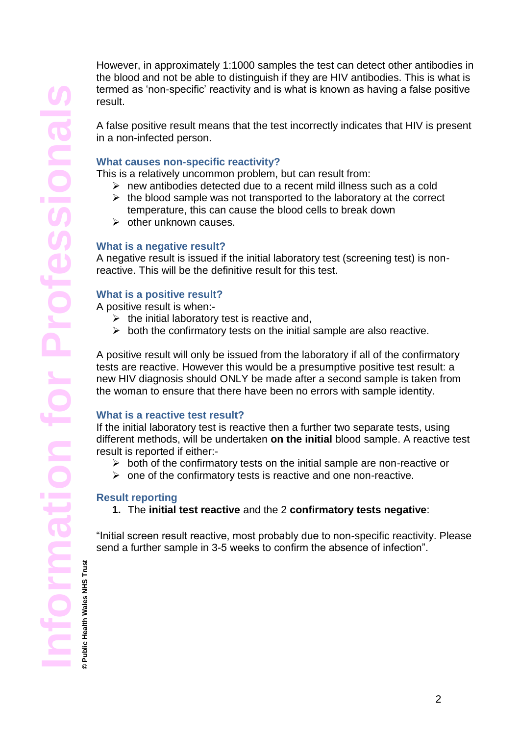However, in approximately 1:1000 samples the test can detect other antibodies in the blood and not be able to distinguish if they are HIV antibodies. This is what is termed as 'non-specific' reactivity and is what is known as having a false positive result.

A false positive result means that the test incorrectly indicates that HIV is present in a non-infected person.

### What causes non-specific reactivity?

This is a relatively uncommon problem, but can result from:

- new antibodies detected due to a recent mild illness such as a cold
- the blood sample was not transported to the laboratory at the correct temperature, this can cause the blood cells to break down
- other unknown causes.

### What is a negative result?

A negative result is issued if the initial laboratory test (screening test) is non-reactive. This will be the definitive result for this test.

### What is a positive result?

A positive result is when:-

- the initial laboratory test is reactive and,
- both the confirmatory tests on the initial sample are also reactive.

A positive result will only be issued from the laboratory if all of the confirmatory tests are reactive. However this would be a presumptive positive test result: a new HIV diagnosis should ONLY be made after a second sample is taken from the woman to ensure that there have been no errors with sample identity.

### What is a reactive test result?

If the initial laboratory test is reactive then a further two separate tests, using different methods, will be undertaken **on the initial** blood sample. A reactive test result is reported if either:-

- both of the confirmatory tests on the initial sample are non-reactive or
- one of the confirmatory tests is reactive and one non-reactive.

### Result reporting

1. The **initial test reactive** and the 2 **confirmatory tests negative**:

"Initial screen result reactive, most probably due to non-specific reactivity. Please send a further sample in 3-5 weeks to confirm the absence of infection".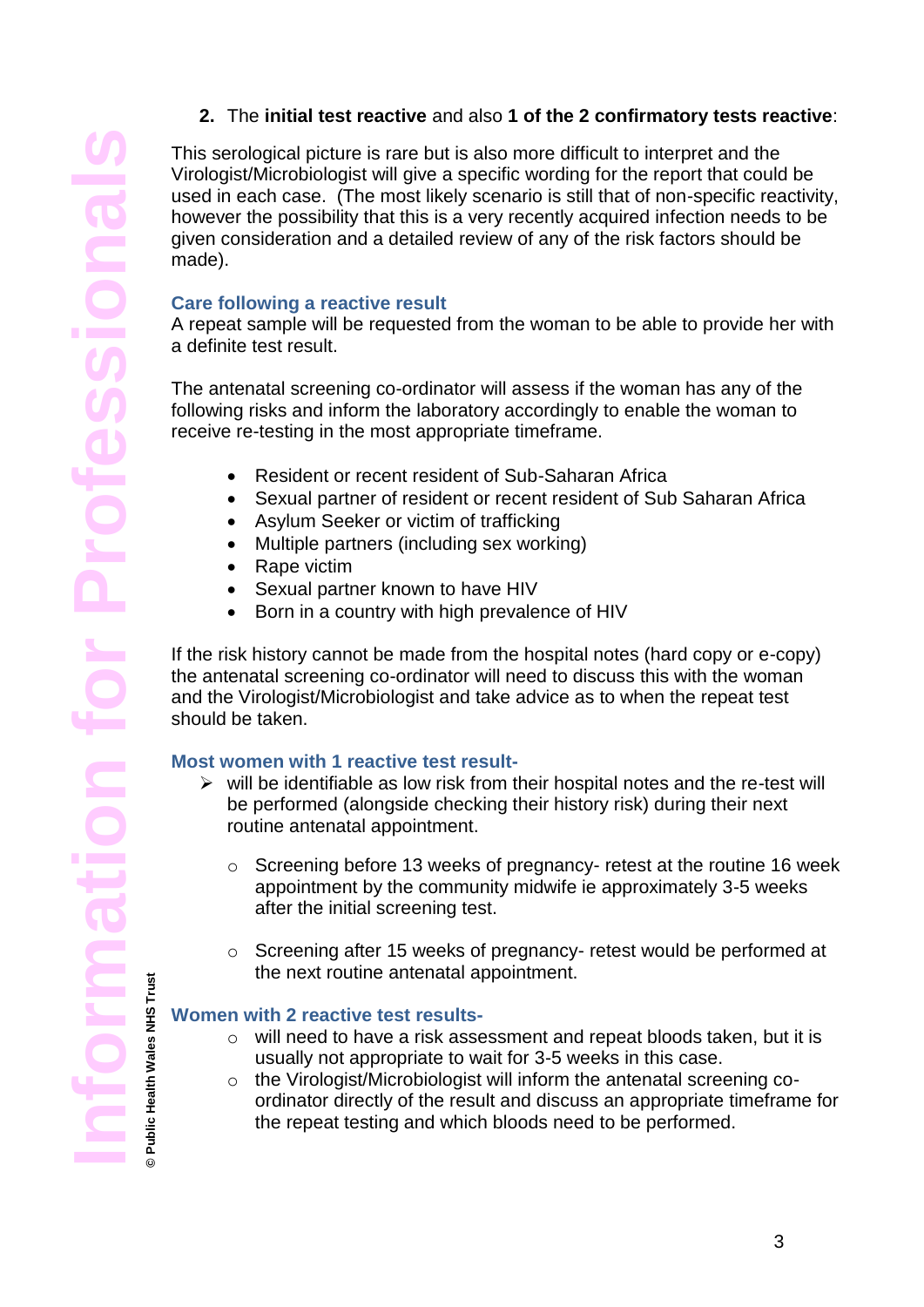2. The **initial test reactive** and also **1 of the 2 confirmatory tests reactive**:

This serological picture is rare but is also more difficult to interpret and the Virologist/Microbiologist will give a specific wording for the report that could be used in each case. (The most likely scenario is still that of non-specific reactivity, however the possibility that this is a very recently acquired infection needs to be given consideration and a detailed review of any of the risk factors should be made).

### Care following a reactive result

A repeat sample will be requested from the woman to be able to provide her with a definite test result.

The antenatal screening co-ordinator will assess if the woman has any of the following risks and inform the laboratory accordingly to enable the woman to receive re-testing in the most appropriate timeframe.

- Resident or recent resident of Sub-Saharan Africa
- Sexual partner of resident or recent resident of Sub Saharan Africa
- Asylum Seeker or victim of trafficking
- Multiple partners (including sex working)
- Rape victim
- Sexual partner known to have HIV
- Born in a country with high prevalence of HIV

If the risk history cannot be made from the hospital notes (hard copy or e-copy) the antenatal screening co-ordinator will need to discuss this with the woman and the Virologist/Microbiologist and take advice as to when the repeat test should be taken.

### Most women with 1 reactive test result-

- will be identifiable as low risk from their hospital notes and the re-test will be performed (alongside checking their history risk) during their next routine antenatal appointment.
  - Screening before 13 weeks of pregnancy- retest at the routine 16 week appointment by the community midwife ie approximately 3-5 weeks after the initial screening test.
  - Screening after 15 weeks of pregnancy- retest would be performed at the next routine antenatal appointment.

### Women with 2 reactive test results-

- will need to have a risk assessment and repeat bloods taken, but it is usually not appropriate to wait for 3-5 weeks in this case.
- the Virologist/Microbiologist will inform the antenatal screening co-ordinator directly of the result and discuss an appropriate timeframe for the repeat testing and which bloods need to be performed.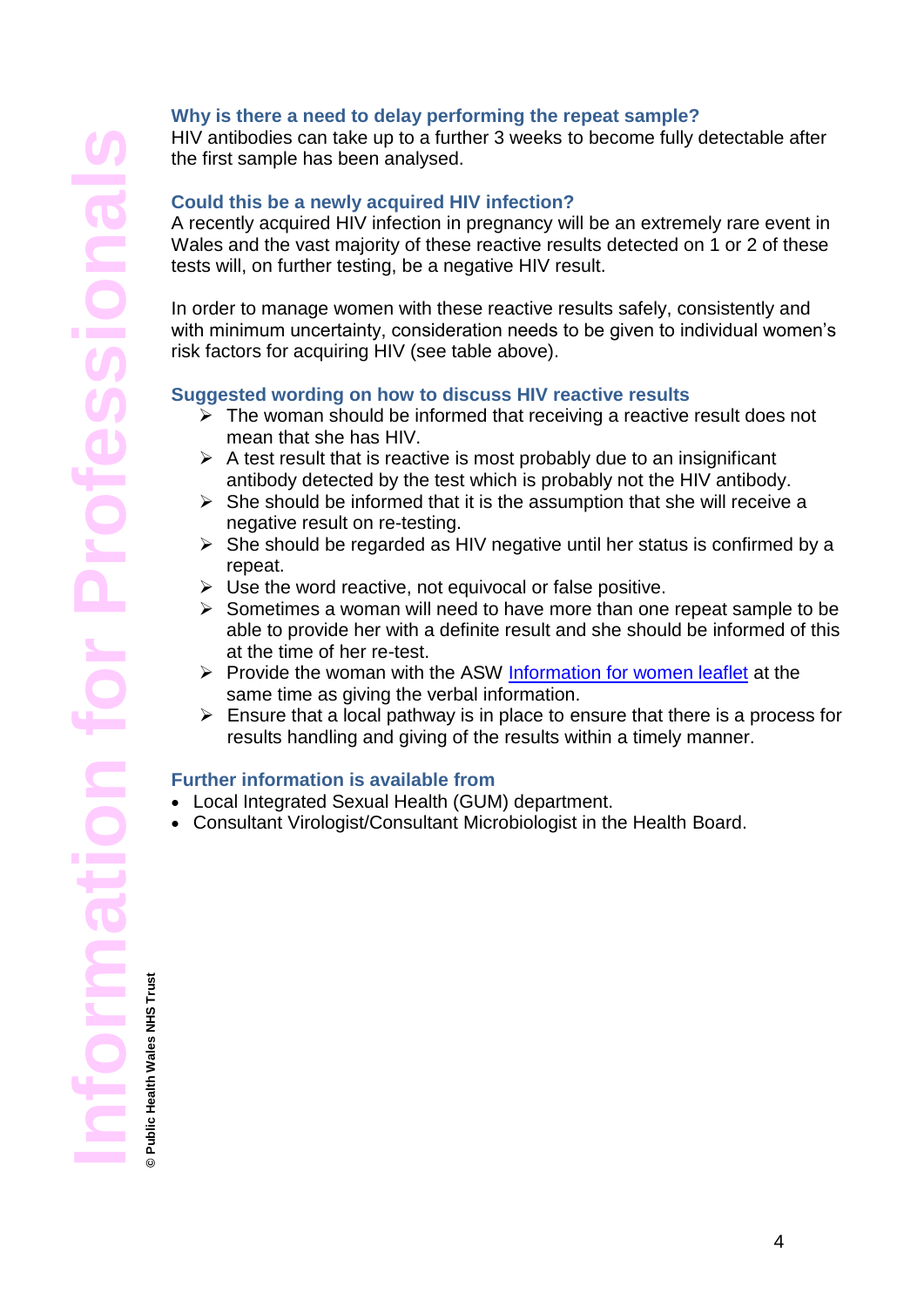### Why is there a need to delay performing the repeat sample?

HIV antibodies can take up to a further 3 weeks to become fully detectable after the first sample has been analysed.

### Could this be a newly acquired HIV infection?

A recently acquired HIV infection in pregnancy will be an extremely rare event in Wales and the vast majority of these reactive results detected on 1 or 2 of these tests will, on further testing, be a negative HIV result.

In order to manage women with these reactive results safely, consistently and with minimum uncertainty, consideration needs to be given to individual women's risk factors for acquiring HIV (see table above).

### Suggested wording on how to discuss HIV reactive results

- The woman should be informed that receiving a reactive result does not mean that she has HIV.
- A test result that is reactive is most probably due to an insignificant antibody detected by the test which is probably not the HIV antibody.
- She should be informed that it is the assumption that she will receive a negative result on re-testing.
- She should be regarded as HIV negative until her status is confirmed by a repeat.
- Use the word reactive, not equivocal or false positive.
- Sometimes a woman will need to have more than one repeat sample to be able to provide her with a definite result and she should be informed of this at the time of her re-test.
- Provide the woman with the ASW Information for women leaflet at the same time as giving the verbal information.
- Ensure that a local pathway is in place to ensure that there is a process for results handling and giving of the results within a timely manner.

### Further information is available from

- Local Integrated Sexual Health (GUM) department.
- Consultant Virologist/Consultant Microbiologist in the Health Board.

© Public Health Wales NHS Trust